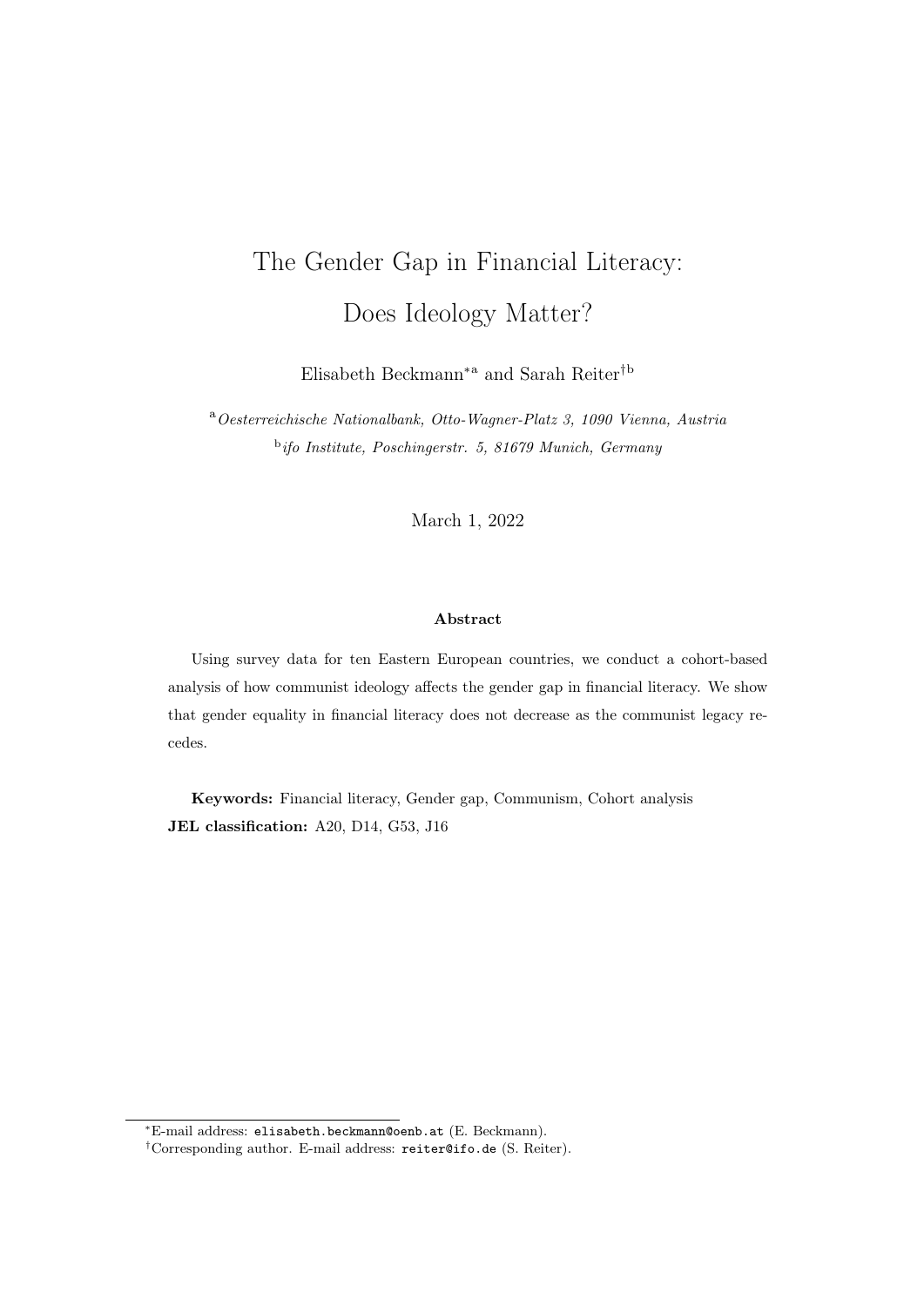# The Gender Gap in Financial Literacy: Does Ideology Matter?

Elisabeth Beckmann[*a] and Sarah Reiter[†b]

[a] *Oesterreichische Nationalbank, Otto-Wagner-Platz 3, 1090 Vienna, Austria*

[b] *ifo Institute, Poschingerstr. 5, 81679 Munich, Germany*

March 1, 2022

**Abstract**

Using survey data for ten Eastern European countries, we conduct a cohort-based analysis of how communist ideology affects the gender gap in financial literacy. We show that gender equality in financial literacy does not decrease as the communist legacy recedes.

**Keywords:** Financial literacy, Gender gap, Communism, Cohort analysis

**JEL classification:** A20, D14, G53, J16

---

[*] E-mail address: elisabeth.beckmann@oenb.at (E. Beckmann).

[†] Corresponding author. E-mail address: reiter@ifo.de (S. Reiter).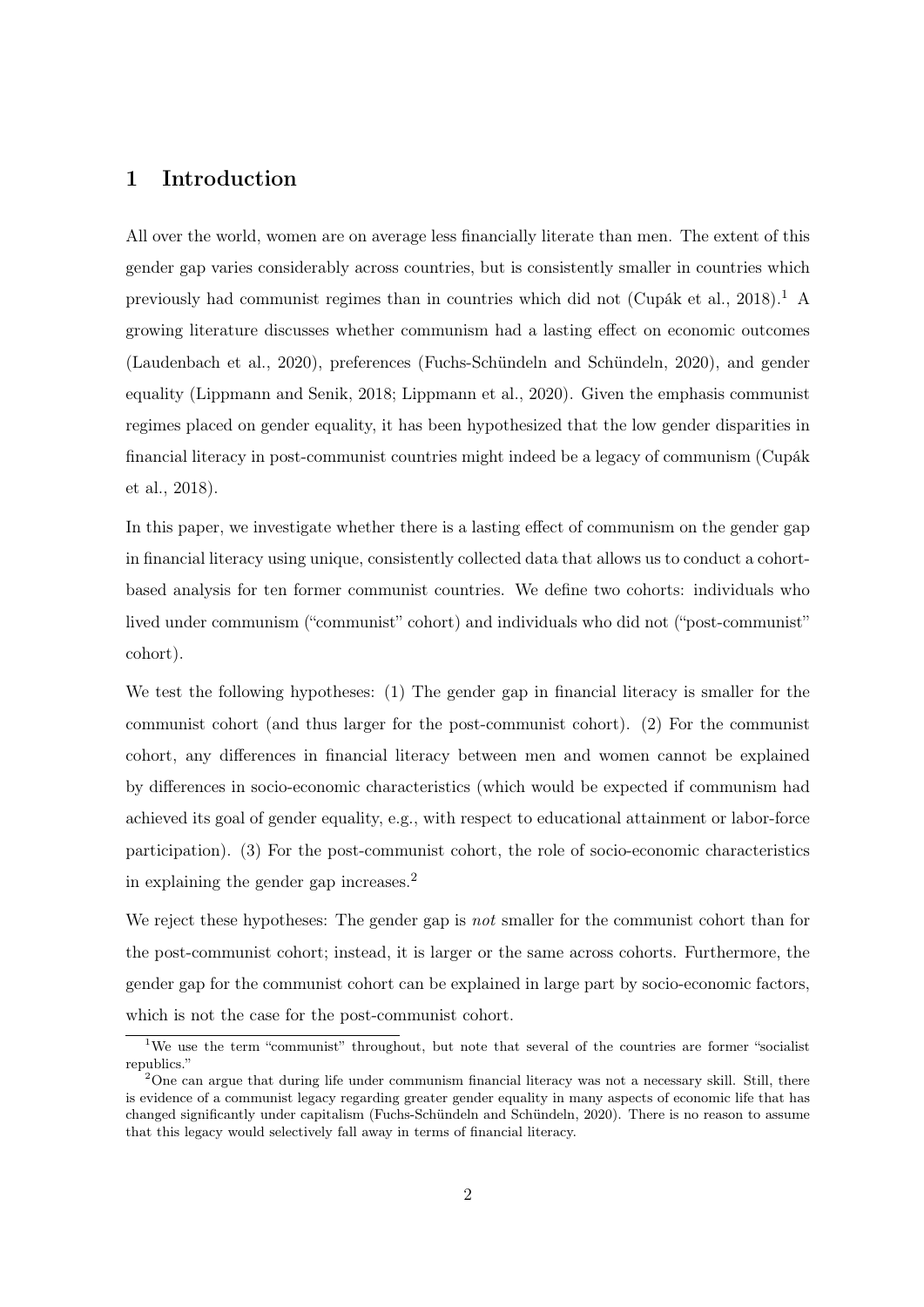# 1 Introduction

All over the world, women are on average less financially literate than men. The extent of this gender gap varies considerably across countries, but is consistently smaller in countries which previously had communist regimes than in countries which did not (Cupák et al., 2018).[1] A growing literature discusses whether communism had a lasting effect on economic outcomes (Laudenbach et al., 2020), preferences (Fuchs-Schündeln and Schündeln, 2020), and gender equality (Lippmann and Senik, 2018; Lippmann et al., 2020). Given the emphasis communist regimes placed on gender equality, it has been hypothesized that the low gender disparities in financial literacy in post-communist countries might indeed be a legacy of communism (Cupák et al., 2018).

In this paper, we investigate whether there is a lasting effect of communism on the gender gap in financial literacy using unique, consistently collected data that allows us to conduct a cohort-based analysis for ten former communist countries. We define two cohorts: individuals who lived under communism ("communist" cohort) and individuals who did not ("post-communist" cohort).

We test the following hypotheses: (1) The gender gap in financial literacy is smaller for the communist cohort (and thus larger for the post-communist cohort). (2) For the communist cohort, any differences in financial literacy between men and women cannot be explained by differences in socio-economic characteristics (which would be expected if communism had achieved its goal of gender equality, e.g., with respect to educational attainment or labor-force participation). (3) For the post-communist cohort, the role of socio-economic characteristics in explaining the gender gap increases.[2]

We reject these hypotheses: The gender gap is *not* smaller for the communist cohort than for the post-communist cohort; instead, it is larger or the same across cohorts. Furthermore, the gender gap for the communist cohort can be explained in large part by socio-economic factors, which is not the case for the post-communist cohort.

[1] We use the term "communist" throughout, but note that several of the countries are former "socialist republics."

[2] One can argue that during life under communism financial literacy was not a necessary skill. Still, there is evidence of a communist legacy regarding greater gender equality in many aspects of economic life that has changed significantly under capitalism (Fuchs-Schündeln and Schündeln, 2020). There is no reason to assume that this legacy would selectively fall away in terms of financial literacy.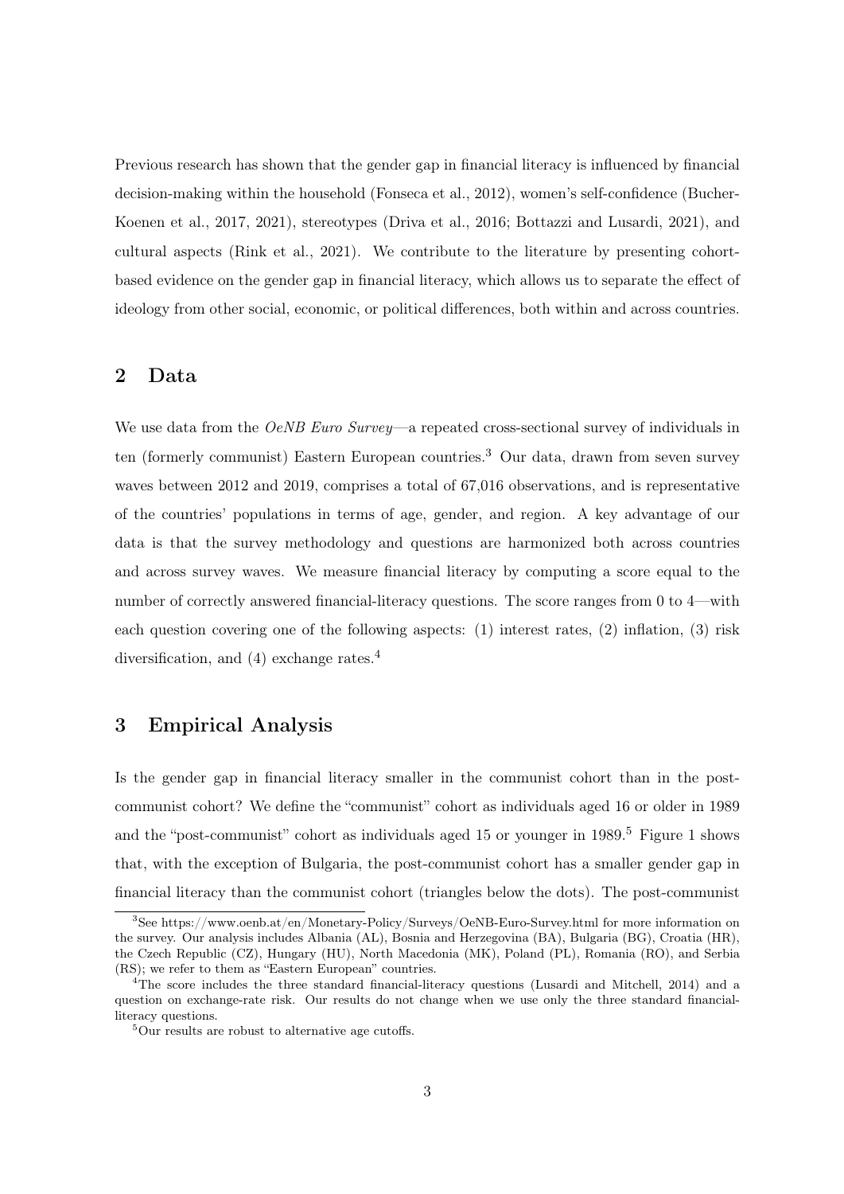Previous research has shown that the gender gap in financial literacy is influenced by financial decision-making within the household (Fonseca et al., 2012), women's self-confidence (Bucher-Koenen et al., 2017, 2021), stereotypes (Driva et al., 2016; Bottazzi and Lusardi, 2021), and cultural aspects (Rink et al., 2021). We contribute to the literature by presenting cohort-based evidence on the gender gap in financial literacy, which allows us to separate the effect of ideology from other social, economic, or political differences, both within and across countries.

## 2 Data

We use data from the *OeNB Euro Survey*—a repeated cross-sectional survey of individuals in ten (formerly communist) Eastern European countries.[3] Our data, drawn from seven survey waves between 2012 and 2019, comprises a total of 67,016 observations, and is representative of the countries' populations in terms of age, gender, and region. A key advantage of our data is that the survey methodology and questions are harmonized both across countries and across survey waves. We measure financial literacy by computing a score equal to the number of correctly answered financial-literacy questions. The score ranges from 0 to 4—with each question covering one of the following aspects: (1) interest rates, (2) inflation, (3) risk diversification, and (4) exchange rates.[4]

## 3 Empirical Analysis

Is the gender gap in financial literacy smaller in the communist cohort than in the post-communist cohort? We define the "communist" cohort as individuals aged 16 or older in 1989 and the "post-communist" cohort as individuals aged 15 or younger in 1989.[5] Figure 1 shows that, with the exception of Bulgaria, the post-communist cohort has a smaller gender gap in financial literacy than the communist cohort (triangles below the dots). The post-communist

[3] See https://www.oenb.at/en/Monetary-Policy/Surveys/OeNB-Euro-Survey.html for more information on the survey. Our analysis includes Albania (AL), Bosnia and Herzegovina (BA), Bulgaria (BG), Croatia (HR), the Czech Republic (CZ), Hungary (HU), North Macedonia (MK), Poland (PL), Romania (RO), and Serbia (RS); we refer to them as "Eastern European" countries.

[4] The score includes the three standard financial-literacy questions (Lusardi and Mitchell, 2014) and a question on exchange-rate risk. Our results do not change when we use only the three standard financial-literacy questions.

[5] Our results are robust to alternative age cutoffs.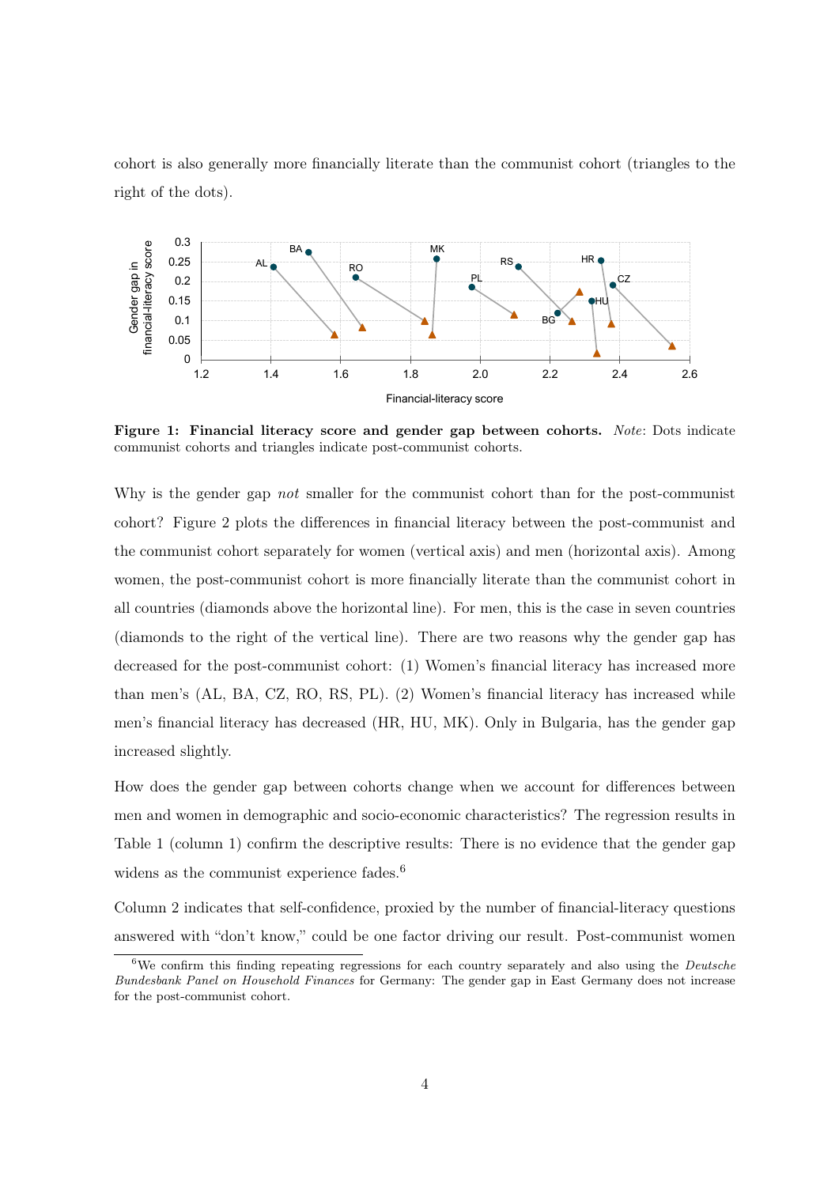cohort is also generally more financially literate than the communist cohort (triangles to the right of the dots).

**Figure 1: Financial literacy score and gender gap between cohorts.** *Note*: Dots indicate communist cohorts and triangles indicate post-communist cohorts.

Why is the gender gap *not* smaller for the communist cohort than for the post-communist cohort? Figure 2 plots the differences in financial literacy between the post-communist and the communist cohort separately for women (vertical axis) and men (horizontal axis). Among women, the post-communist cohort is more financially literate than the communist cohort in all countries (diamonds above the horizontal line). For men, this is the case in seven countries (diamonds to the right of the vertical line). There are two reasons why the gender gap has decreased for the post-communist cohort: (1) Women's financial literacy has increased more than men's (AL, BA, CZ, RO, RS, PL). (2) Women's financial literacy has increased while men's financial literacy has decreased (HR, HU, MK). Only in Bulgaria, has the gender gap increased slightly.

How does the gender gap between cohorts change when we account for differences between men and women in demographic and socio-economic characteristics? The regression results in Table 1 (column 1) confirm the descriptive results: There is no evidence that the gender gap widens as the communist experience fades.[6]

Column 2 indicates that self-confidence, proxied by the number of financial-literacy questions answered with "don't know," could be one factor driving our result. Post-communist women

[6] We confirm this finding repeating regressions for each country separately and also using the *Deutsche Bundesbank Panel on Household Finances* for Germany: The gender gap in East Germany does not increase for the post-communist cohort.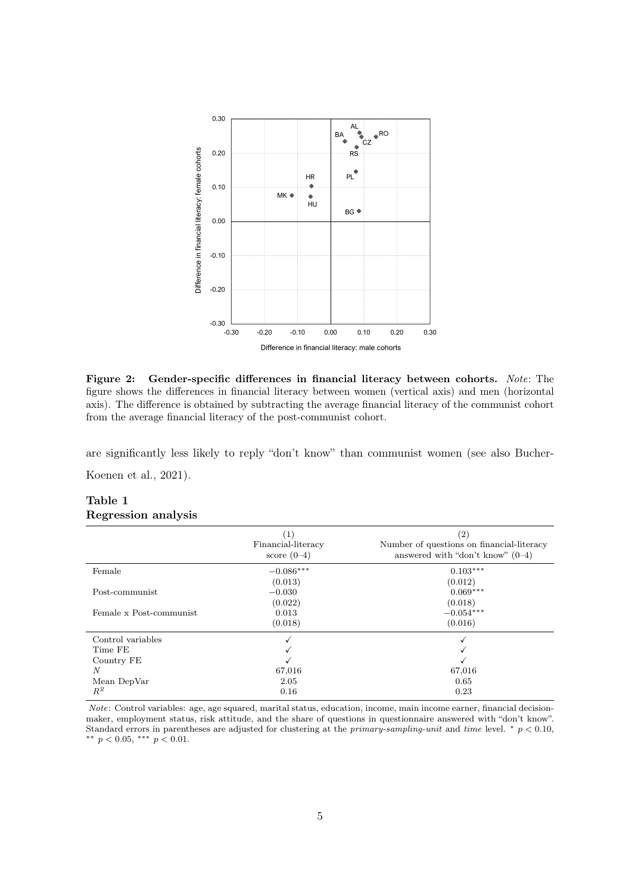**Figure 2: Gender-specific differences in financial literacy between cohorts.** *Note*: The figure shows the differences in financial literacy between women (vertical axis) and men (horizontal axis). The difference is obtained by subtracting the average financial literacy of the communist cohort from the average financial literacy of the post-communist cohort.

are significantly less likely to reply "don't know" than communist women (see also Bucher-Koenen et al., 2021).

**Table 1**
**Regression analysis**

| | (1) Financial-literacy score (0–4) | (2) Number of questions on financial-literacy answered with "don't know" (0–4) |
|---|---|---|
| Female | −0.086*** | 0.103*** |
| | (0.013) | (0.012) |
| Post-communist | −0.030 | 0.069*** |
| | (0.022) | (0.018) |
| Female x Post-communist | 0.013 | −0.054*** |
| | (0.018) | (0.016) |
| Control variables | ✓ | ✓ |
| Time FE | ✓ | ✓ |
| Country FE | ✓ | ✓ |
| $N$ | 67,016 | 67,016 |
| Mean DepVar | 2.05 | 0.65 |
| $R^2$ | 0.16 | 0.23 |

*Note*: Control variables: age, age squared, marital status, education, income, main income earner, financial decision-maker, employment status, risk attitude, and the share of questions in questionnaire answered with "don't know". Standard errors in parentheses are adjusted for clustering at the *primary-sampling-unit* and *time* level. * $p < 0.10$, ** $p < 0.05$, *** $p < 0.01$.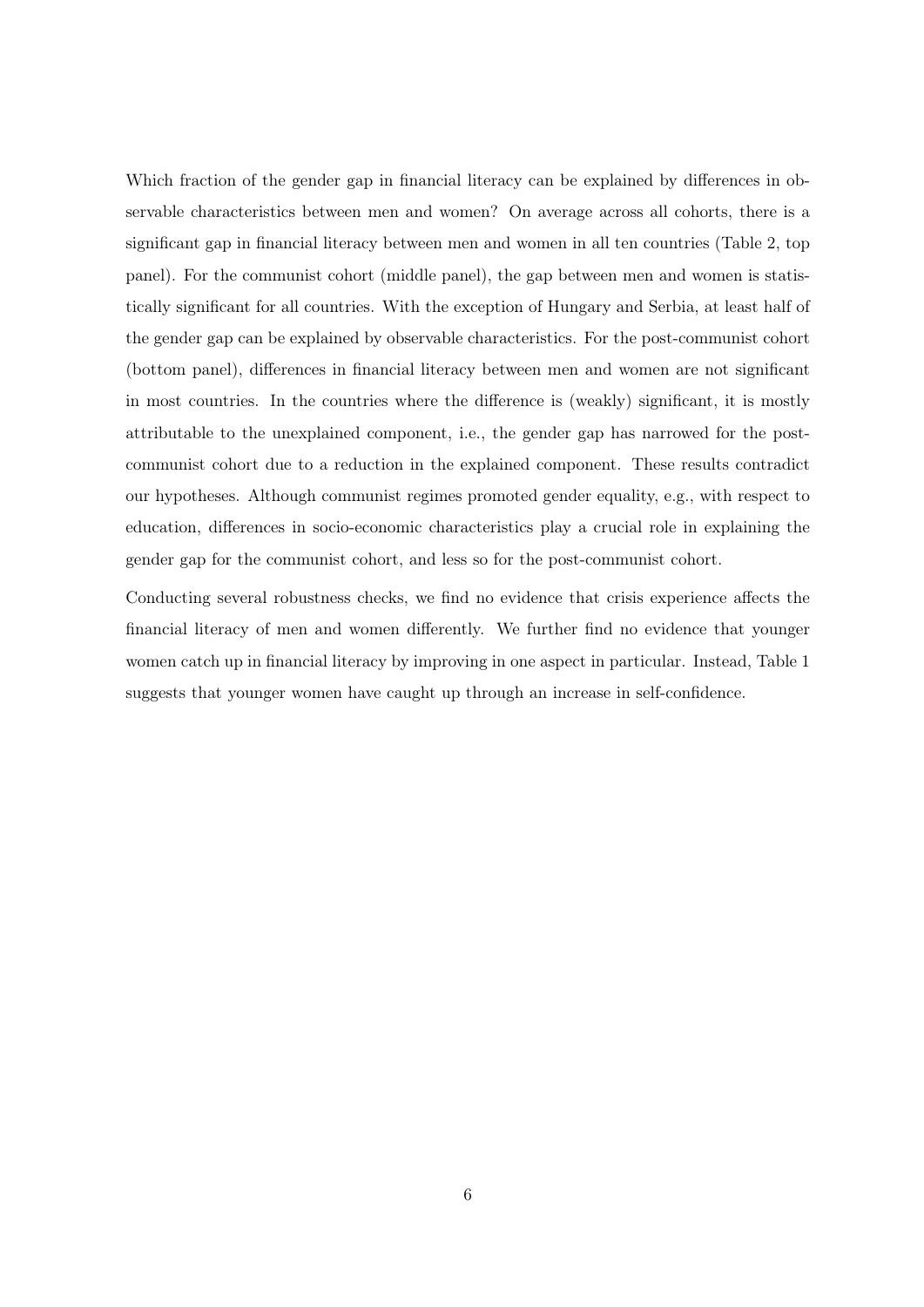Which fraction of the gender gap in financial literacy can be explained by differences in observable characteristics between men and women? On average across all cohorts, there is a significant gap in financial literacy between men and women in all ten countries (Table 2, top panel). For the communist cohort (middle panel), the gap between men and women is statistically significant for all countries. With the exception of Hungary and Serbia, at least half of the gender gap can be explained by observable characteristics. For the post-communist cohort (bottom panel), differences in financial literacy between men and women are not significant in most countries. In the countries where the difference is (weakly) significant, it is mostly attributable to the unexplained component, i.e., the gender gap has narrowed for the post-communist cohort due to a reduction in the explained component. These results contradict our hypotheses. Although communist regimes promoted gender equality, e.g., with respect to education, differences in socio-economic characteristics play a crucial role in explaining the gender gap for the communist cohort, and less so for the post-communist cohort.

Conducting several robustness checks, we find no evidence that crisis experience affects the financial literacy of men and women differently. We further find no evidence that younger women catch up in financial literacy by improving in one aspect in particular. Instead, Table 1 suggests that younger women have caught up through an increase in self-confidence.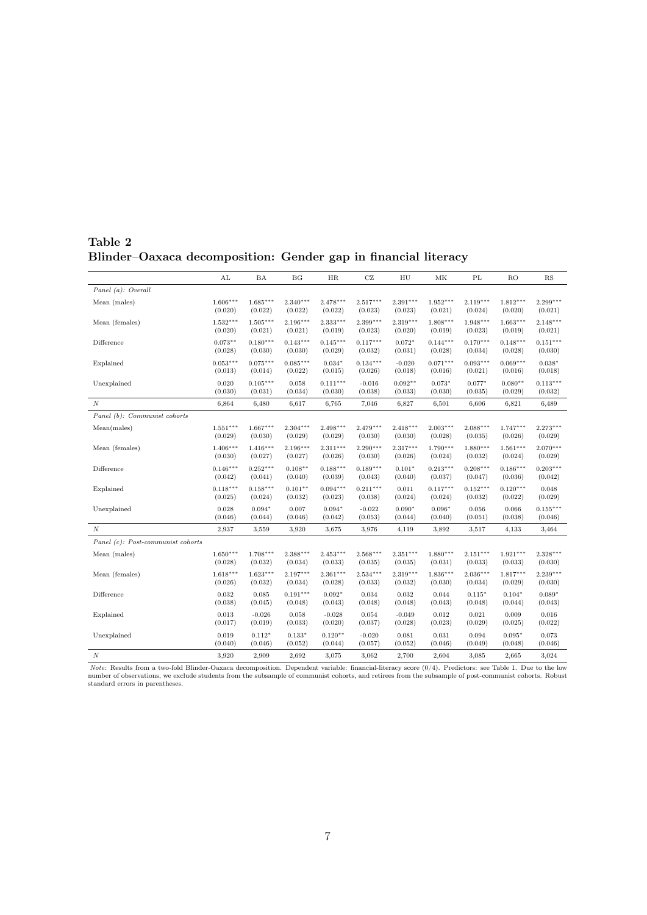**Table 2**
**Blinder–Oaxaca decomposition: Gender gap in financial literacy**

| | AL | BA | BG | HR | CZ | HU | MK | PL | RO | RS |
|---|---|---|---|---|---|---|---|---|---|---|
| *Panel (a): Overall* | | | | | | | | | | |
| Mean (males) | 1.606*** | 1.685*** | 2.340*** | 2.478*** | 2.517*** | 2.391*** | 1.952*** | 2.119*** | 1.812*** | 2.299*** |
| | (0.020) | (0.022) | (0.022) | (0.022) | (0.023) | (0.023) | (0.021) | (0.024) | (0.020) | (0.021) |
| Mean (females) | 1.532*** | 1.505*** | 2.196*** | 2.333*** | 2.399*** | 2.319*** | 1.808*** | 1.948*** | 1.663*** | 2.148*** |
| | (0.020) | (0.021) | (0.021) | (0.019) | (0.023) | (0.020) | (0.019) | (0.023) | (0.019) | (0.021) |
| Difference | 0.073** | 0.180*** | 0.143*** | 0.145*** | 0.117*** | 0.072* | 0.144*** | 0.170*** | 0.148*** | 0.151*** |
| | (0.028) | (0.030) | (0.030) | (0.029) | (0.032) | (0.031) | (0.028) | (0.034) | (0.028) | (0.030) |
| Explained | 0.053*** | 0.075*** | 0.085*** | 0.034* | 0.134*** | -0.020 | 0.071*** | 0.093*** | 0.069*** | 0.038* |
| | (0.013) | (0.014) | (0.022) | (0.015) | (0.026) | (0.018) | (0.016) | (0.021) | (0.016) | (0.018) |
| Unexplained | 0.020 | 0.105*** | 0.058 | 0.111*** | -0.016 | 0.092** | 0.073* | 0.077* | 0.080** | 0.113*** |
| | (0.030) | (0.031) | (0.034) | (0.030) | (0.038) | (0.033) | (0.030) | (0.035) | (0.029) | (0.032) |
| $N$ | 6,864 | 6,480 | 6,617 | 6,765 | 7,046 | 6,827 | 6,501 | 6,606 | 6,821 | 6,489 |
| *Panel (b): Communist cohorts* | | | | | | | | | | |
| Mean(males) | 1.551*** | 1.667*** | 2.304*** | 2.498*** | 2.479*** | 2.418*** | 2.003*** | 2.088*** | 1.747*** | 2.273*** |
| | (0.029) | (0.030) | (0.029) | (0.029) | (0.030) | (0.030) | (0.028) | (0.035) | (0.026) | (0.029) |
| Mean (females) | 1.406*** | 1.416*** | 2.196*** | 2.311*** | 2.290*** | 2.317*** | 1.790*** | 1.880*** | 1.561*** | 2.070*** |
| | (0.030) | (0.027) | (0.027) | (0.026) | (0.030) | (0.026) | (0.024) | (0.032) | (0.024) | (0.029) |
| Difference | 0.146*** | 0.252*** | 0.108** | 0.188*** | 0.189*** | 0.101* | 0.213*** | 0.208*** | 0.186*** | 0.203*** |
| | (0.042) | (0.041) | (0.040) | (0.039) | (0.043) | (0.040) | (0.037) | (0.047) | (0.036) | (0.042) |
| Explained | 0.118*** | 0.158*** | 0.101** | 0.094*** | 0.211*** | 0.011 | 0.117*** | 0.152*** | 0.120*** | 0.048 |
| | (0.025) | (0.024) | (0.032) | (0.023) | (0.038) | (0.024) | (0.024) | (0.032) | (0.022) | (0.029) |
| Unexplained | 0.028 | 0.094* | 0.007 | 0.094* | -0.022 | 0.090* | 0.096* | 0.056 | 0.066 | 0.155*** |
| | (0.046) | (0.044) | (0.046) | (0.042) | (0.053) | (0.044) | (0.040) | (0.051) | (0.038) | (0.046) |
| $N$ | 2,937 | 3,559 | 3,920 | 3,675 | 3,976 | 4,119 | 3,892 | 3,517 | 4,133 | 3,464 |
| *Panel (c): Post-communist cohorts* | | | | | | | | | | |
| Mean (males) | 1.650*** | 1.708*** | 2.388*** | 2.453*** | 2.568*** | 2.351*** | 1.880*** | 2.151*** | 1.921*** | 2.328*** |
| | (0.028) | (0.032) | (0.034) | (0.033) | (0.035) | (0.035) | (0.031) | (0.033) | (0.033) | (0.030) |
| Mean (females) | 1.618*** | 1.623*** | 2.197*** | 2.361*** | 2.534*** | 2.319*** | 1.836*** | 2.036*** | 1.817*** | 2.239*** |
| | (0.026) | (0.032) | (0.034) | (0.028) | (0.033) | (0.032) | (0.030) | (0.034) | (0.029) | (0.030) |
| Difference | 0.032 | 0.085 | 0.191*** | 0.092* | 0.034 | 0.032 | 0.044 | 0.115* | 0.104* | 0.089* |
| | (0.038) | (0.045) | (0.048) | (0.043) | (0.048) | (0.048) | (0.043) | (0.048) | (0.044) | (0.043) |
| Explained | 0.013 | -0.026 | 0.058 | -0.028 | 0.054 | -0.049 | 0.012 | 0.021 | 0.009 | 0.016 |
| | (0.017) | (0.019) | (0.033) | (0.020) | (0.037) | (0.028) | (0.023) | (0.029) | (0.025) | (0.022) |
| Unexplained | 0.019 | 0.112* | 0.133* | 0.120** | -0.020 | 0.081 | 0.031 | 0.094 | 0.095* | 0.073 |
| | (0.040) | (0.046) | (0.052) | (0.044) | (0.057) | (0.052) | (0.046) | (0.049) | (0.048) | (0.046) |
| $N$ | 3,920 | 2,909 | 2,692 | 3,075 | 3,062 | 2,700 | 2,604 | 3,085 | 2,665 | 3,024 |

*Note*: Results from a two-fold Blinder-Oaxaca decomposition. Dependent variable: financial-literacy score (0/4). Predictors: see Table 1. Due to the low number of observations, we exclude students from the subsample of communist cohorts, and retirees from the subsample of post-communist cohorts. Robust standard errors in parentheses.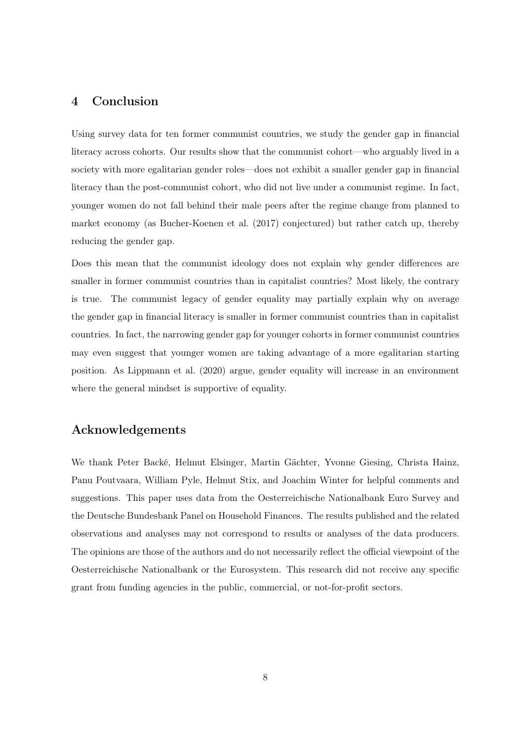## 4 Conclusion

Using survey data for ten former communist countries, we study the gender gap in financial literacy across cohorts. Our results show that the communist cohort—who arguably lived in a society with more egalitarian gender roles—does not exhibit a smaller gender gap in financial literacy than the post-communist cohort, who did not live under a communist regime. In fact, younger women do not fall behind their male peers after the regime change from planned to market economy (as Bucher-Koenen et al. (2017) conjectured) but rather catch up, thereby reducing the gender gap.

Does this mean that the communist ideology does not explain why gender differences are smaller in former communist countries than in capitalist countries? Most likely, the contrary is true. The communist legacy of gender equality may partially explain why on average the gender gap in financial literacy is smaller in former communist countries than in capitalist countries. In fact, the narrowing gender gap for younger cohorts in former communist countries may even suggest that younger women are taking advantage of a more egalitarian starting position. As Lippmann et al. (2020) argue, gender equality will increase in an environment where the general mindset is supportive of equality.

## Acknowledgements

We thank Peter Backé, Helmut Elsinger, Martin Gächter, Yvonne Giesing, Christa Hainz, Panu Poutvaara, William Pyle, Helmut Stix, and Joachim Winter for helpful comments and suggestions. This paper uses data from the Oesterreichische Nationalbank Euro Survey and the Deutsche Bundesbank Panel on Household Finances. The results published and the related observations and analyses may not correspond to results or analyses of the data producers. The opinions are those of the authors and do not necessarily reflect the official viewpoint of the Oesterreichische Nationalbank or the Eurosystem. This research did not receive any specific grant from funding agencies in the public, commercial, or not-for-profit sectors.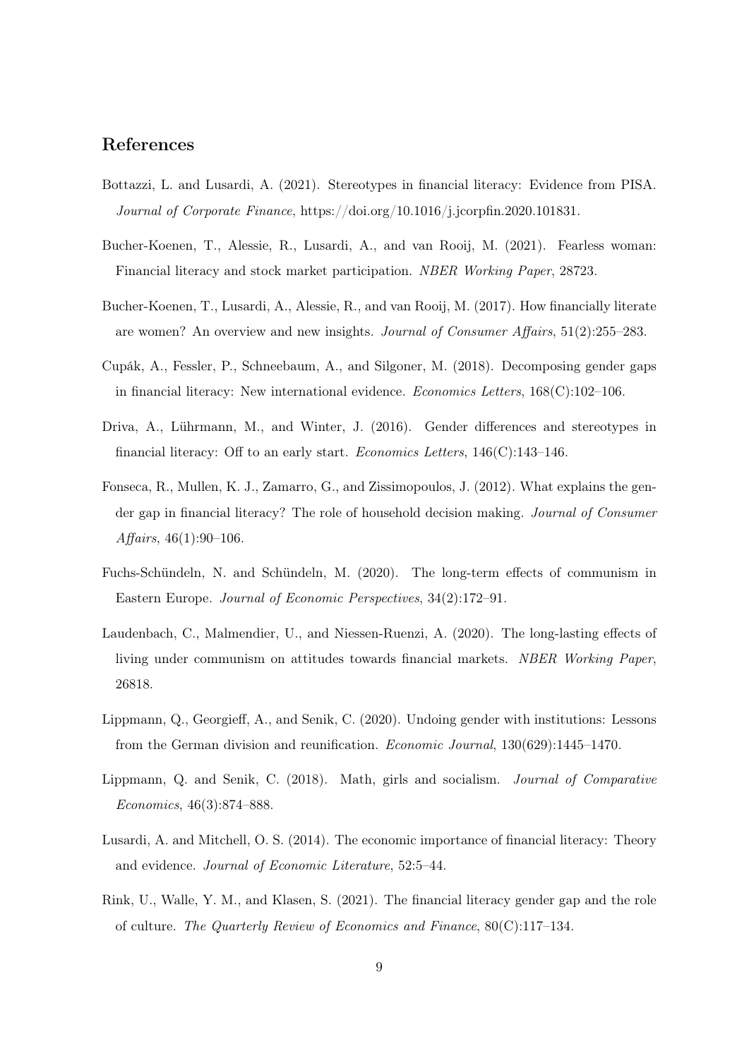## References

Bottazzi, L. and Lusardi, A. (2021). Stereotypes in financial literacy: Evidence from PISA. *Journal of Corporate Finance*, https://doi.org/10.1016/j.jcorpfin.2020.101831.

Bucher-Koenen, T., Alessie, R., Lusardi, A., and van Rooij, M. (2021). Fearless woman: Financial literacy and stock market participation. *NBER Working Paper*, 28723.

Bucher-Koenen, T., Lusardi, A., Alessie, R., and van Rooij, M. (2017). How financially literate are women? An overview and new insights. *Journal of Consumer Affairs*, 51(2):255–283.

Cupák, A., Fessler, P., Schneebaum, A., and Silgoner, M. (2018). Decomposing gender gaps in financial literacy: New international evidence. *Economics Letters*, 168(C):102–106.

Driva, A., Lührmann, M., and Winter, J. (2016). Gender differences and stereotypes in financial literacy: Off to an early start. *Economics Letters*, 146(C):143–146.

Fonseca, R., Mullen, K. J., Zamarro, G., and Zissimopoulos, J. (2012). What explains the gender gap in financial literacy? The role of household decision making. *Journal of Consumer Affairs*, 46(1):90–106.

Fuchs-Schündeln, N. and Schündeln, M. (2020). The long-term effects of communism in Eastern Europe. *Journal of Economic Perspectives*, 34(2):172–91.

Laudenbach, C., Malmendier, U., and Niessen-Ruenzi, A. (2020). The long-lasting effects of living under communism on attitudes towards financial markets. *NBER Working Paper*, 26818.

Lippmann, Q., Georgieff, A., and Senik, C. (2020). Undoing gender with institutions: Lessons from the German division and reunification. *Economic Journal*, 130(629):1445–1470.

Lippmann, Q. and Senik, C. (2018). Math, girls and socialism. *Journal of Comparative Economics*, 46(3):874–888.

Lusardi, A. and Mitchell, O. S. (2014). The economic importance of financial literacy: Theory and evidence. *Journal of Economic Literature*, 52:5–44.

Rink, U., Walle, Y. M., and Klasen, S. (2021). The financial literacy gender gap and the role of culture. *The Quarterly Review of Economics and Finance*, 80(C):117–134.